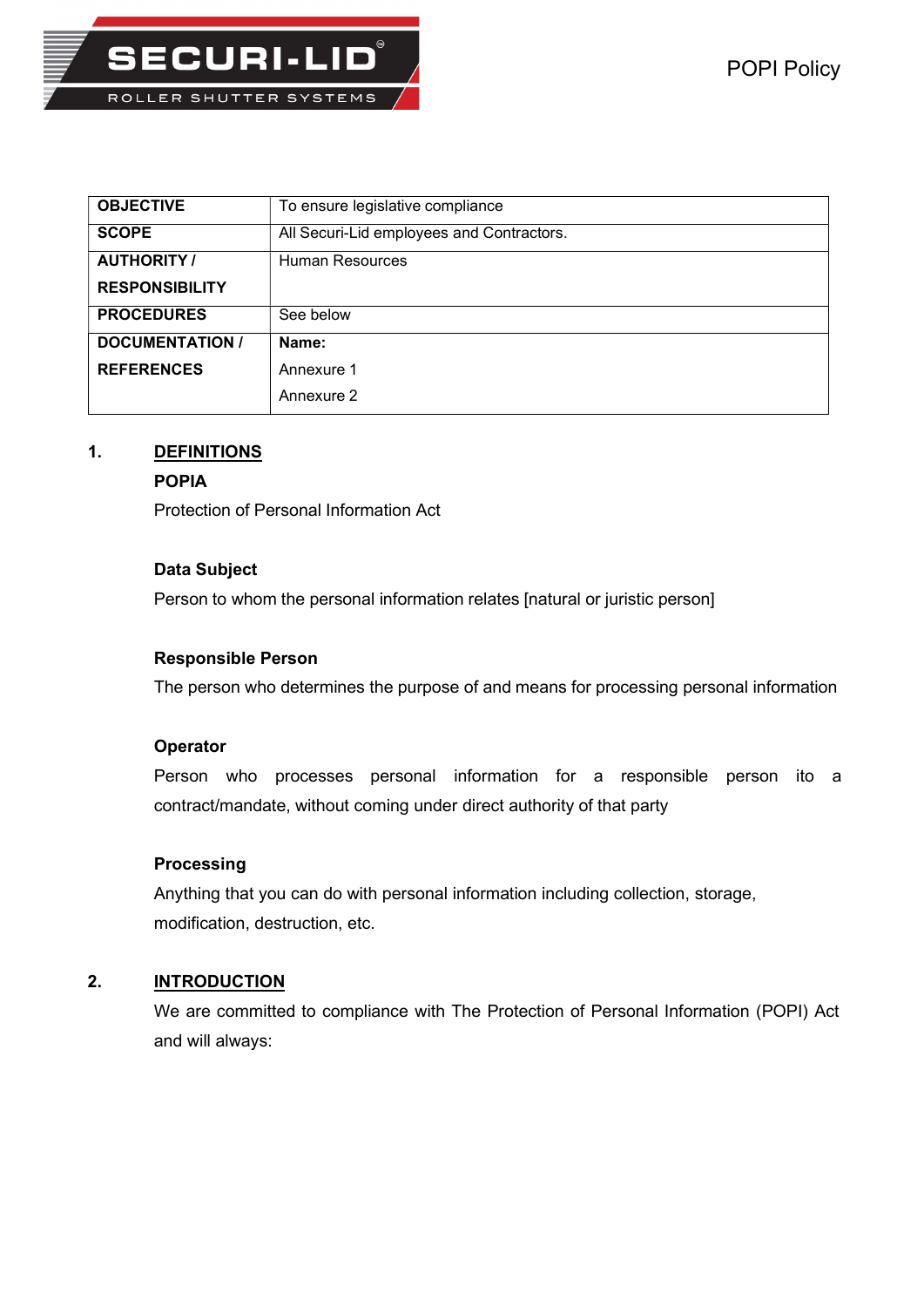# POPI Policy

| OBJECTIVE | To ensure legislative compliance |
|---|---|
| SCOPE | All Securi-Lid employees and Contractors. |
| AUTHORITY / RESPONSIBILITY | Human Resources |
| PROCEDURES | See below |
| DOCUMENTATION / REFERENCES | **Name:**<br>Annexure 1<br>Annexure 2 |

## 1. DEFINITIONS

**POPIA**

Protection of Personal Information Act

**Data Subject**

Person to whom the personal information relates [natural or juristic person]

**Responsible Person**

The person who determines the purpose of and means for processing personal information

**Operator**

Person who processes personal information for a responsible person ito a contract/mandate, without coming under direct authority of that party

**Processing**

Anything that you can do with personal information including collection, storage, modification, destruction, etc.

## 2. INTRODUCTION

We are committed to compliance with The Protection of Personal Information (POPI) Act and will always: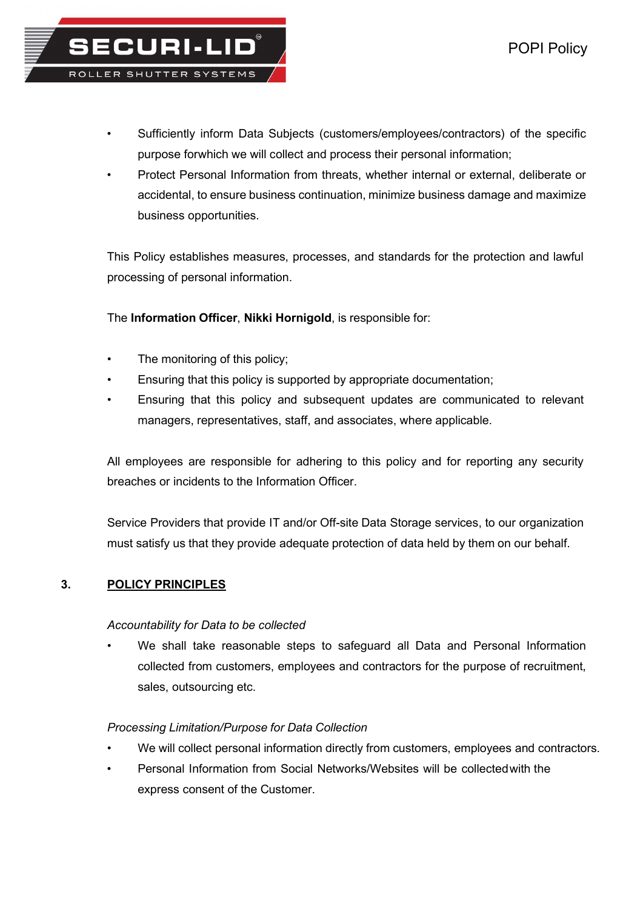- Sufficiently inform Data Subjects (customers/employees/contractors) of the specific purpose forwhich we will collect and process their personal information;
- Protect Personal Information from threats, whether internal or external, deliberate or accidental, to ensure business continuation, minimize business damage and maximize business opportunities.

This Policy establishes measures, processes, and standards for the protection and lawful processing of personal information.

The **Information Officer**, **Nikki Hornigold**, is responsible for:

- The monitoring of this policy;
- Ensuring that this policy is supported by appropriate documentation;
- Ensuring that this policy and subsequent updates are communicated to relevant managers, representatives, staff, and associates, where applicable.

All employees are responsible for adhering to this policy and for reporting any security breaches or incidents to the Information Officer.

Service Providers that provide IT and/or Off-site Data Storage services, to our organization must satisfy us that they provide adequate protection of data held by them on our behalf.

## 3. POLICY PRINCIPLES

*Accountability for Data to be collected*

- We shall take reasonable steps to safeguard all Data and Personal Information collected from customers, employees and contractors for the purpose of recruitment, sales, outsourcing etc.

*Processing Limitation/Purpose for Data Collection*

- We will collect personal information directly from customers, employees and contractors.
- Personal Information from Social Networks/Websites will be collectedwith the express consent of the Customer.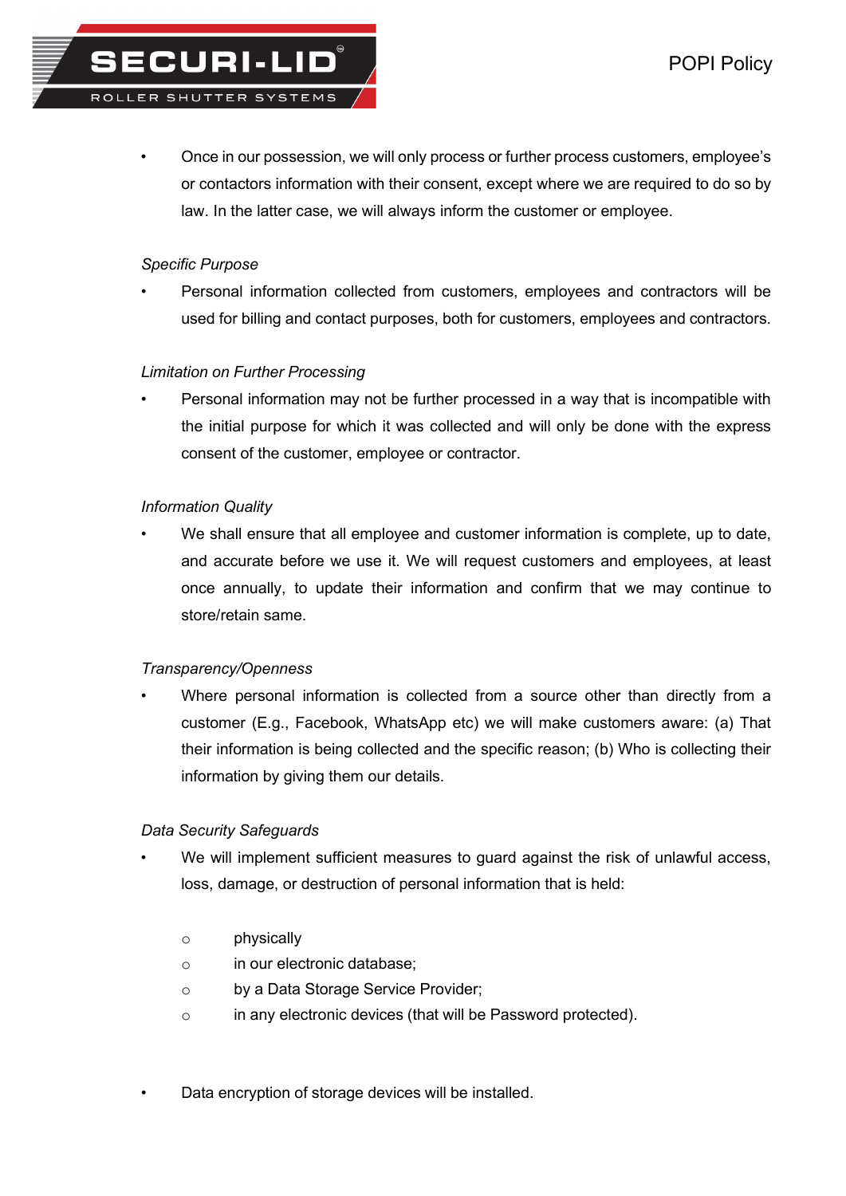- Once in our possession, we will only process or further process customers, employee's or contactors information with their consent, except where we are required to do so by law. In the latter case, we will always inform the customer or employee.

*Specific Purpose*

- Personal information collected from customers, employees and contractors will be used for billing and contact purposes, both for customers, employees and contractors.

*Limitation on Further Processing*

- Personal information may not be further processed in a way that is incompatible with the initial purpose for which it was collected and will only be done with the express consent of the customer, employee or contractor.

*Information Quality*

- We shall ensure that all employee and customer information is complete, up to date, and accurate before we use it. We will request customers and employees, at least once annually, to update their information and confirm that we may continue to store/retain same.

*Transparency/Openness*

- Where personal information is collected from a source other than directly from a customer (E.g., Facebook, WhatsApp etc) we will make customers aware: (a) That their information is being collected and the specific reason; (b) Who is collecting their information by giving them our details.

*Data Security Safeguards*

- We will implement sufficient measures to guard against the risk of unlawful access, loss, damage, or destruction of personal information that is held:
    - physically
    - in our electronic database;
    - by a Data Storage Service Provider;
    - in any electronic devices (that will be Password protected).

- Data encryption of storage devices will be installed.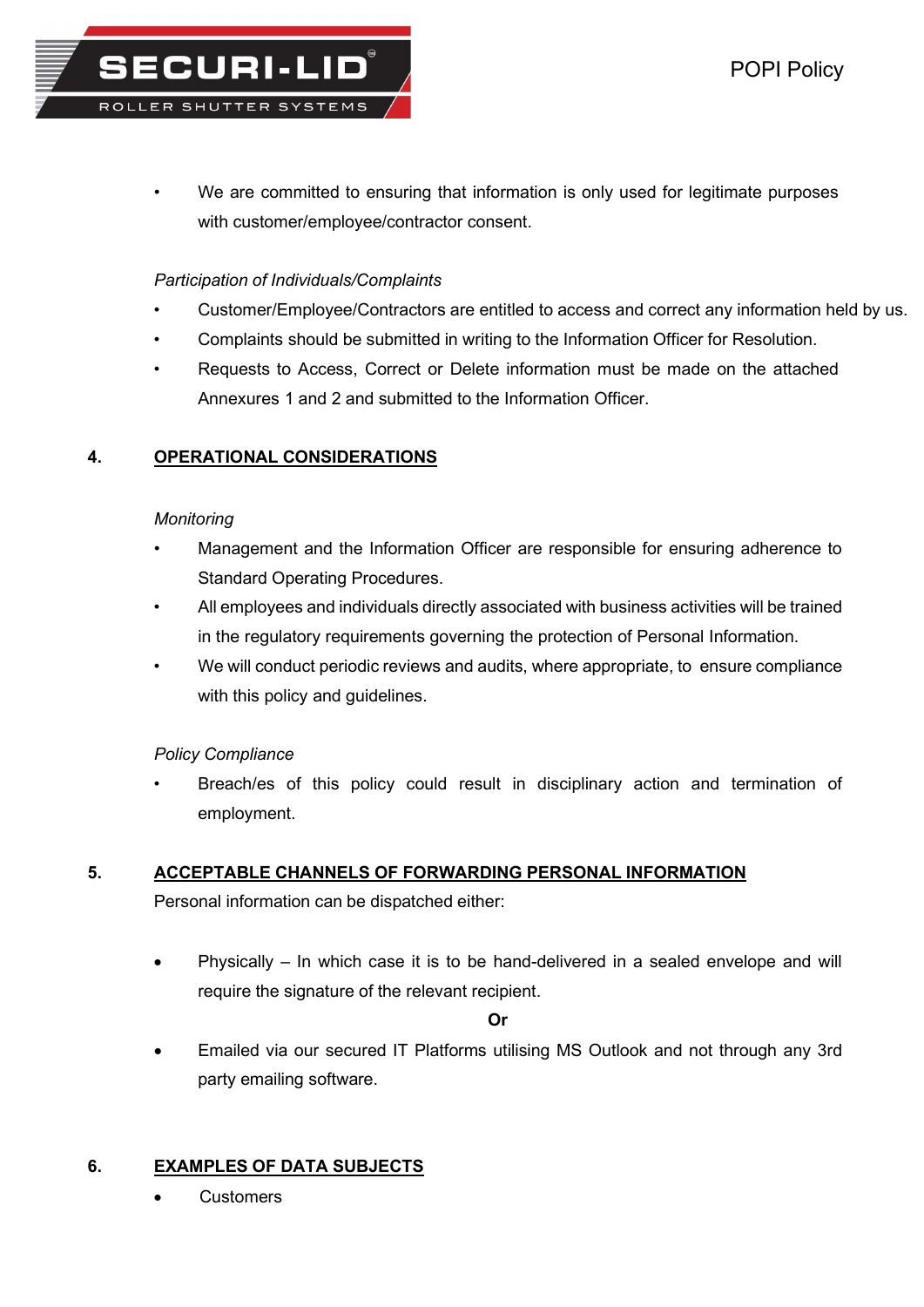- We are committed to ensuring that information is only used for legitimate purposes with customer/employee/contractor consent.

*Participation of Individuals/Complaints*

- Customer/Employee/Contractors are entitled to access and correct any information held by us.
- Complaints should be submitted in writing to the Information Officer for Resolution.
- Requests to Access, Correct or Delete information must be made on the attached Annexures 1 and 2 and submitted to the Information Officer.

## 4. OPERATIONAL CONSIDERATIONS

*Monitoring*

- Management and the Information Officer are responsible for ensuring adherence to Standard Operating Procedures.
- All employees and individuals directly associated with business activities will be trained in the regulatory requirements governing the protection of Personal Information.
- We will conduct periodic reviews and audits, where appropriate, to ensure compliance with this policy and guidelines.

*Policy Compliance*

- Breach/es of this policy could result in disciplinary action and termination of employment.

## 5. ACCEPTABLE CHANNELS OF FORWARDING PERSONAL INFORMATION

Personal information can be dispatched either:

- Physically – In which case it is to be hand-delivered in a sealed envelope and will require the signature of the relevant recipient.

**Or**

- Emailed via our secured IT Platforms utilising MS Outlook and not through any 3rd party emailing software.

## 6. EXAMPLES OF DATA SUBJECTS

- Customers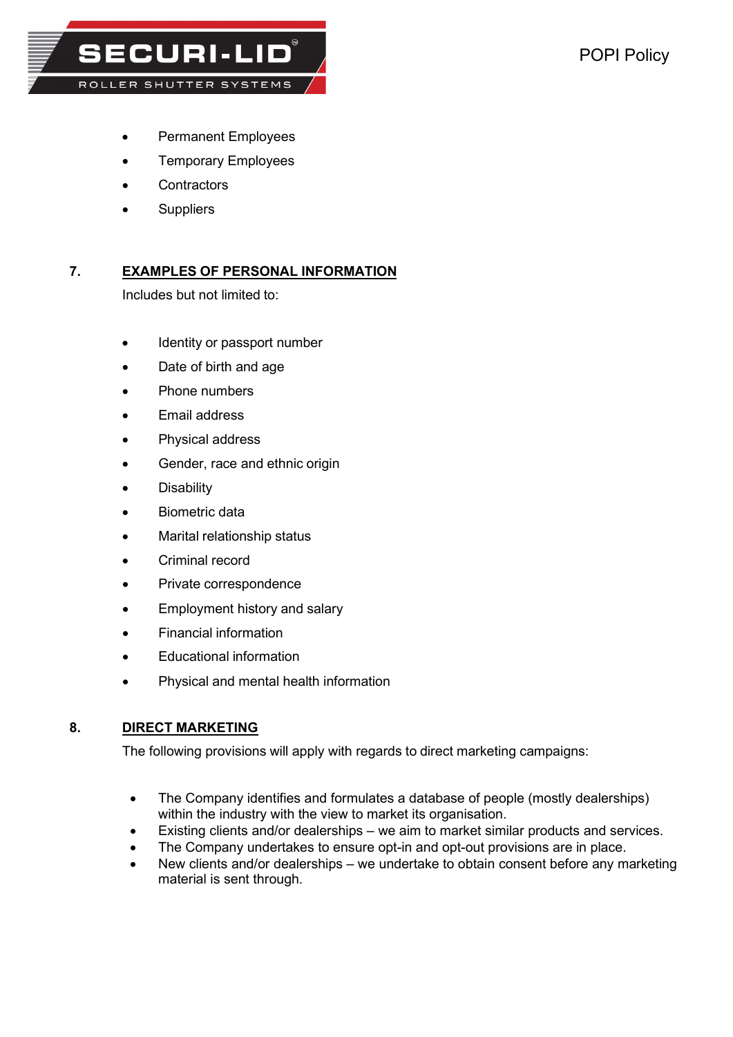- Permanent Employees
- Temporary Employees
- Contractors
- Suppliers

## 7. EXAMPLES OF PERSONAL INFORMATION

Includes but not limited to:

- Identity or passport number
- Date of birth and age
- Phone numbers
- Email address
- Physical address
- Gender, race and ethnic origin
- Disability
- Biometric data
- Marital relationship status
- Criminal record
- Private correspondence
- Employment history and salary
- Financial information
- Educational information
- Physical and mental health information

## 8. DIRECT MARKETING

The following provisions will apply with regards to direct marketing campaigns:

- The Company identifies and formulates a database of people (mostly dealerships) within the industry with the view to market its organisation.
- Existing clients and/or dealerships – we aim to market similar products and services.
- The Company undertakes to ensure opt-in and opt-out provisions are in place.
- New clients and/or dealerships – we undertake to obtain consent before any marketing material is sent through.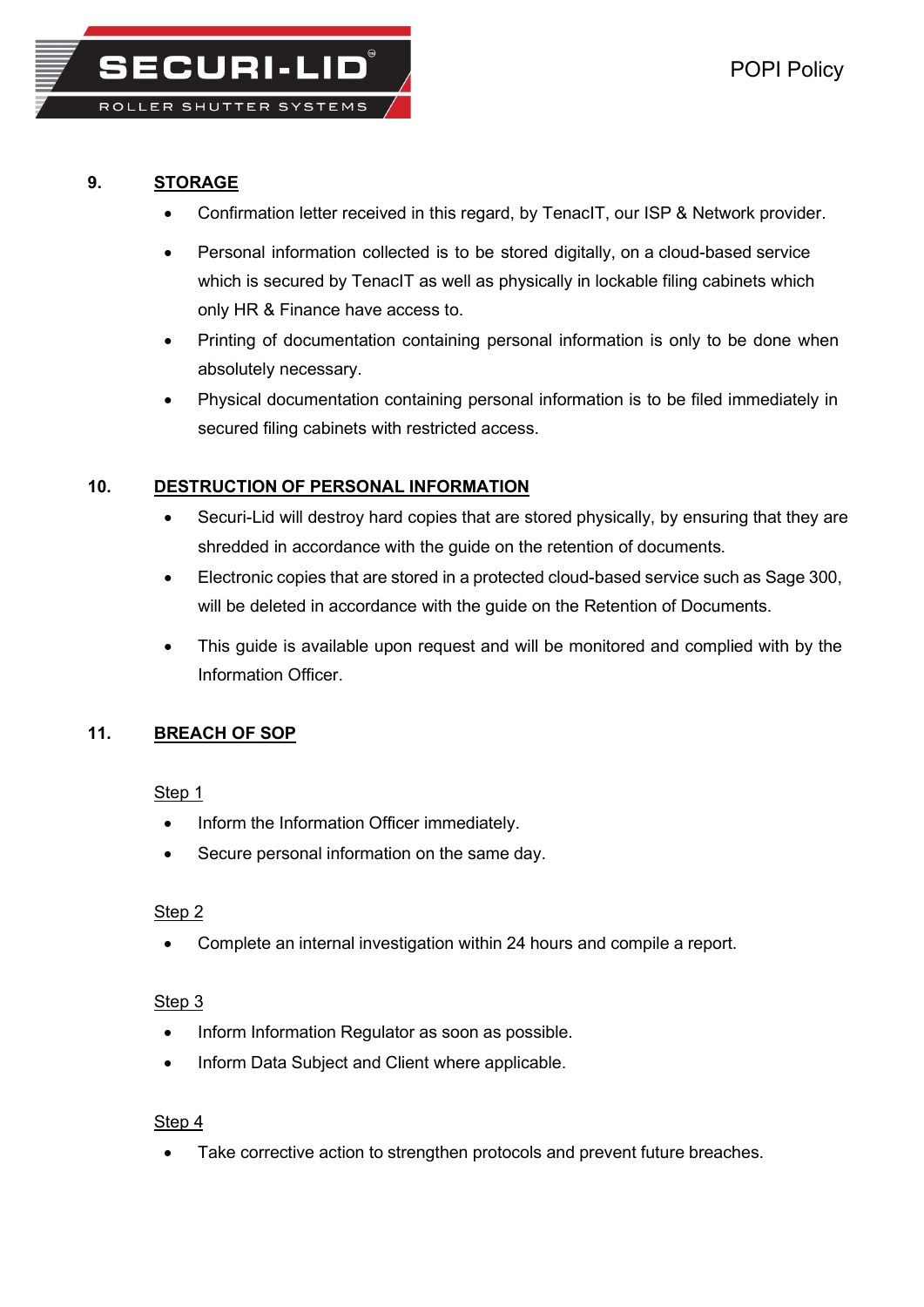## 9. STORAGE

- Confirmation letter received in this regard, by TenacIT, our ISP & Network provider.
- Personal information collected is to be stored digitally, on a cloud-based service which is secured by TenacIT as well as physically in lockable filing cabinets which only HR & Finance have access to.
- Printing of documentation containing personal information is only to be done when absolutely necessary.
- Physical documentation containing personal information is to be filed immediately in secured filing cabinets with restricted access.

## 10. DESTRUCTION OF PERSONAL INFORMATION

- Securi-Lid will destroy hard copies that are stored physically, by ensuring that they are shredded in accordance with the guide on the retention of documents.
- Electronic copies that are stored in a protected cloud-based service such as Sage 300, will be deleted in accordance with the guide on the Retention of Documents.
- This guide is available upon request and will be monitored and complied with by the Information Officer.

## 11. BREACH OF SOP

Step 1

- Inform the Information Officer immediately.
- Secure personal information on the same day.

Step 2

- Complete an internal investigation within 24 hours and compile a report.

Step 3

- Inform Information Regulator as soon as possible.
- Inform Data Subject and Client where applicable.

Step 4

- Take corrective action to strengthen protocols and prevent future breaches.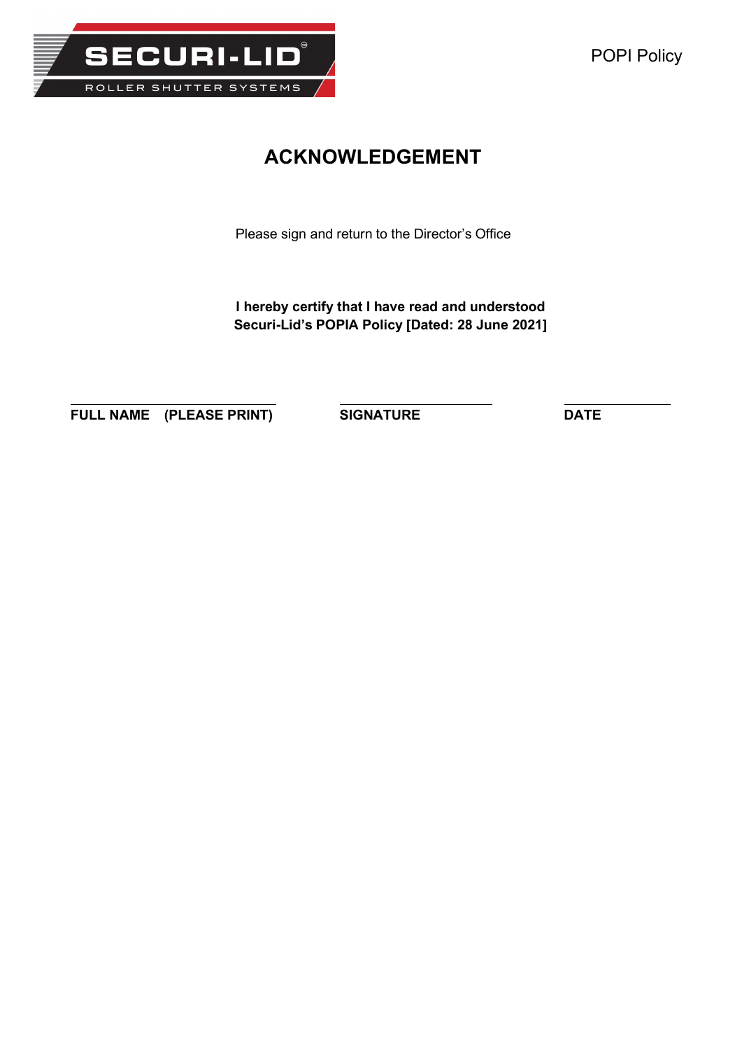# ACKNOWLEDGEMENT

Please sign and return to the Director's Office

**I hereby certify that I have read and understood Securi-Lid's POPIA Policy [Dated: 28 June 2021]**

| **FULL NAME (PLEASE PRINT)** | **SIGNATURE** | **DATE** |
| --- | --- | --- |
| | | |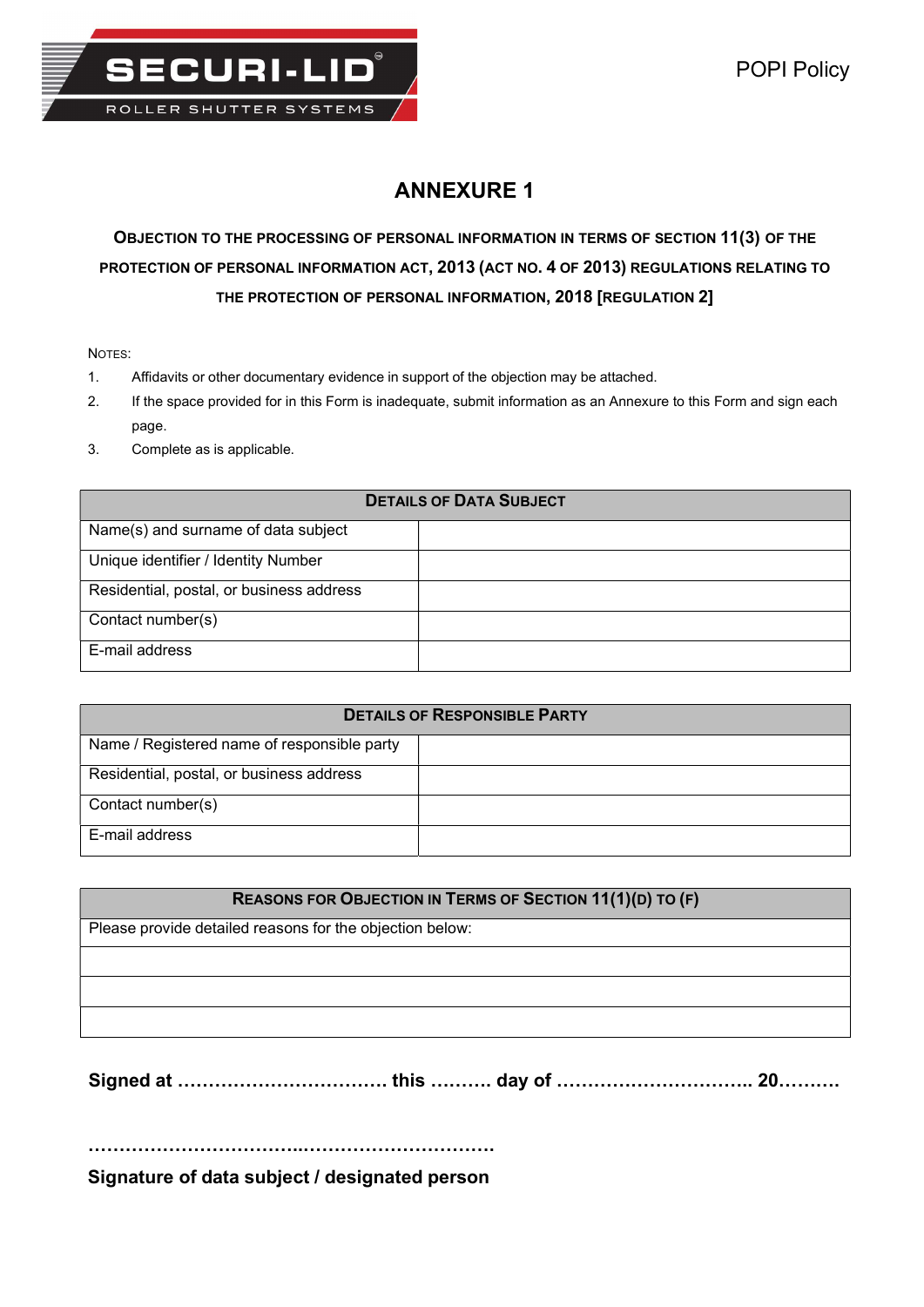# ANNEXURE 1

**OBJECTION TO THE PROCESSING OF PERSONAL INFORMATION IN TERMS OF SECTION 11(3) OF THE PROTECTION OF PERSONAL INFORMATION ACT, 2013 (ACT NO. 4 OF 2013) REGULATIONS RELATING TO THE PROTECTION OF PERSONAL INFORMATION, 2018 [REGULATION 2]**

NOTES:

1. Affidavits or other documentary evidence in support of the objection may be attached.
2. If the space provided for in this Form is inadequate, submit information as an Annexure to this Form and sign each page.
3. Complete as is applicable.

| **DETAILS OF DATA SUBJECT** | |
|---|---|
| Name(s) and surname of data subject | |
| Unique identifier / Identity Number | |
| Residential, postal, or business address | |
| Contact number(s) | |
| E-mail address | |

| **DETAILS OF RESPONSIBLE PARTY** | |
|---|---|
| Name / Registered name of responsible party | |
| Residential, postal, or business address | |
| Contact number(s) | |
| E-mail address | |

| **REASONS FOR OBJECTION IN TERMS OF SECTION 11(1)(D) TO (F)** |
|---|
| Please provide detailed reasons for the objection below: |
| |
| |
| |

**Signed at …………………………… this ………. day of ………………………….. 20……….**

…………………………..………………………

**Signature of data subject / designated person**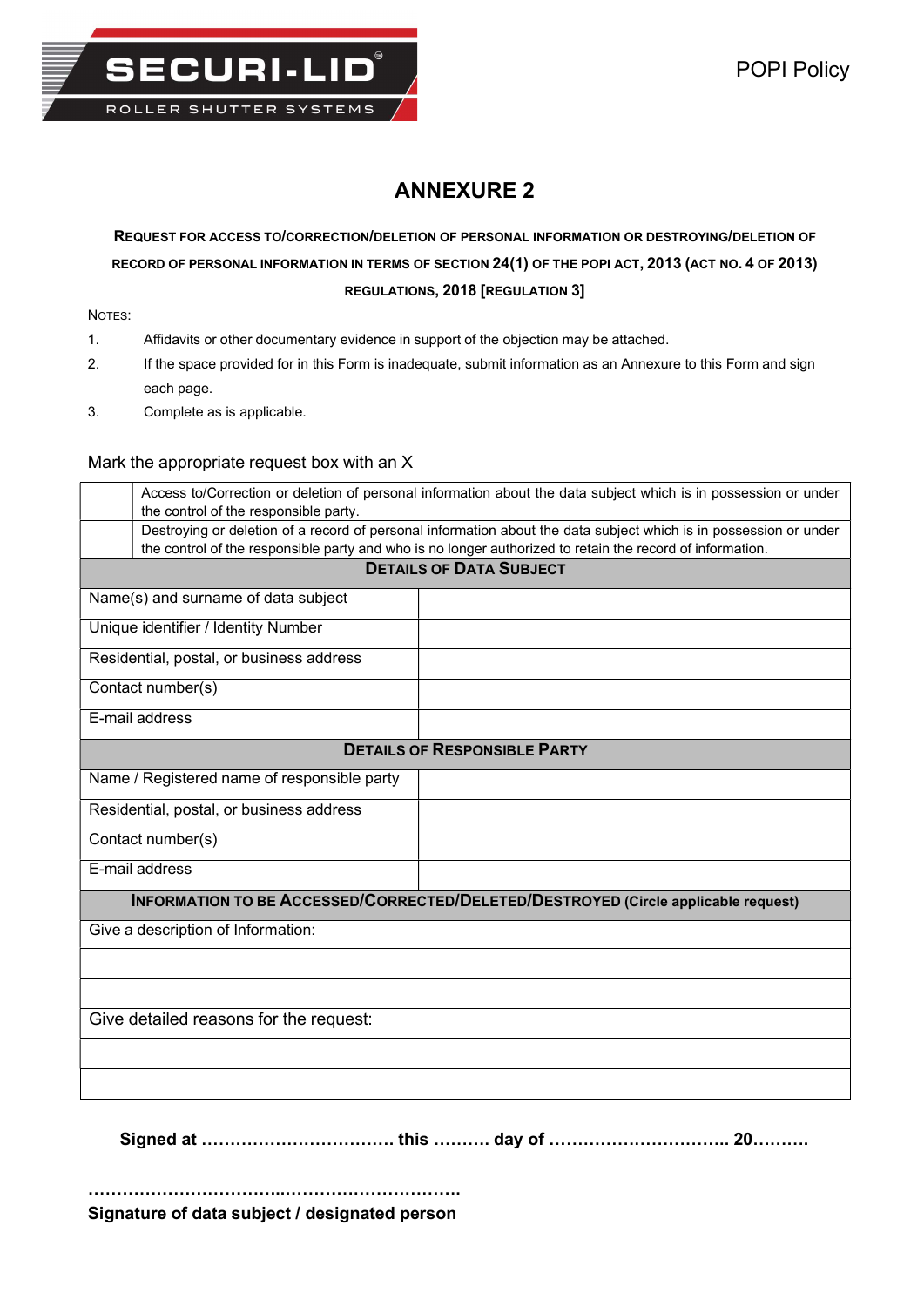# ANNEXURE 2

**REQUEST FOR ACCESS TO/CORRECTION/DELETION OF PERSONAL INFORMATION OR DESTROYING/DELETION OF RECORD OF PERSONAL INFORMATION IN TERMS OF SECTION 24(1) OF THE POPI ACT, 2013 (ACT NO. 4 OF 2013) REGULATIONS, 2018 [REGULATION 3]**

NOTES:

1. Affidavits or other documentary evidence in support of the objection may be attached.
2. If the space provided for in this Form is inadequate, submit information as an Annexure to this Form and sign each page.
3. Complete as is applicable.

Mark the appropriate request box with an X

| | |
|---|---|
| | Access to/Correction or deletion of personal information about the data subject which is in possession or under the control of the responsible party. |
| | Destroying or deletion of a record of personal information about the data subject which is in possession or under the control of the responsible party and who is no longer authorized to retain the record of information. |
| **DETAILS OF DATA SUBJECT** | |
| Name(s) and surname of data subject | |
| Unique identifier / Identity Number | |
| Residential, postal, or business address | |
| Contact number(s) | |
| E-mail address | |
| **DETAILS OF RESPONSIBLE PARTY** | |
| Name / Registered name of responsible party | |
| Residential, postal, or business address | |
| Contact number(s) | |
| E-mail address | |
| **INFORMATION TO BE ACCESSED/CORRECTED/DELETED/DESTROYED (Circle applicable request)** | |
| Give a description of Information: | |
| | |
| | |
| Give detailed reasons for the request: | |
| | |
| | |

**Signed at ……………………………. this ………. day of ………………………….. 20……….**

……………………………..………………………….

**Signature of data subject / designated person**